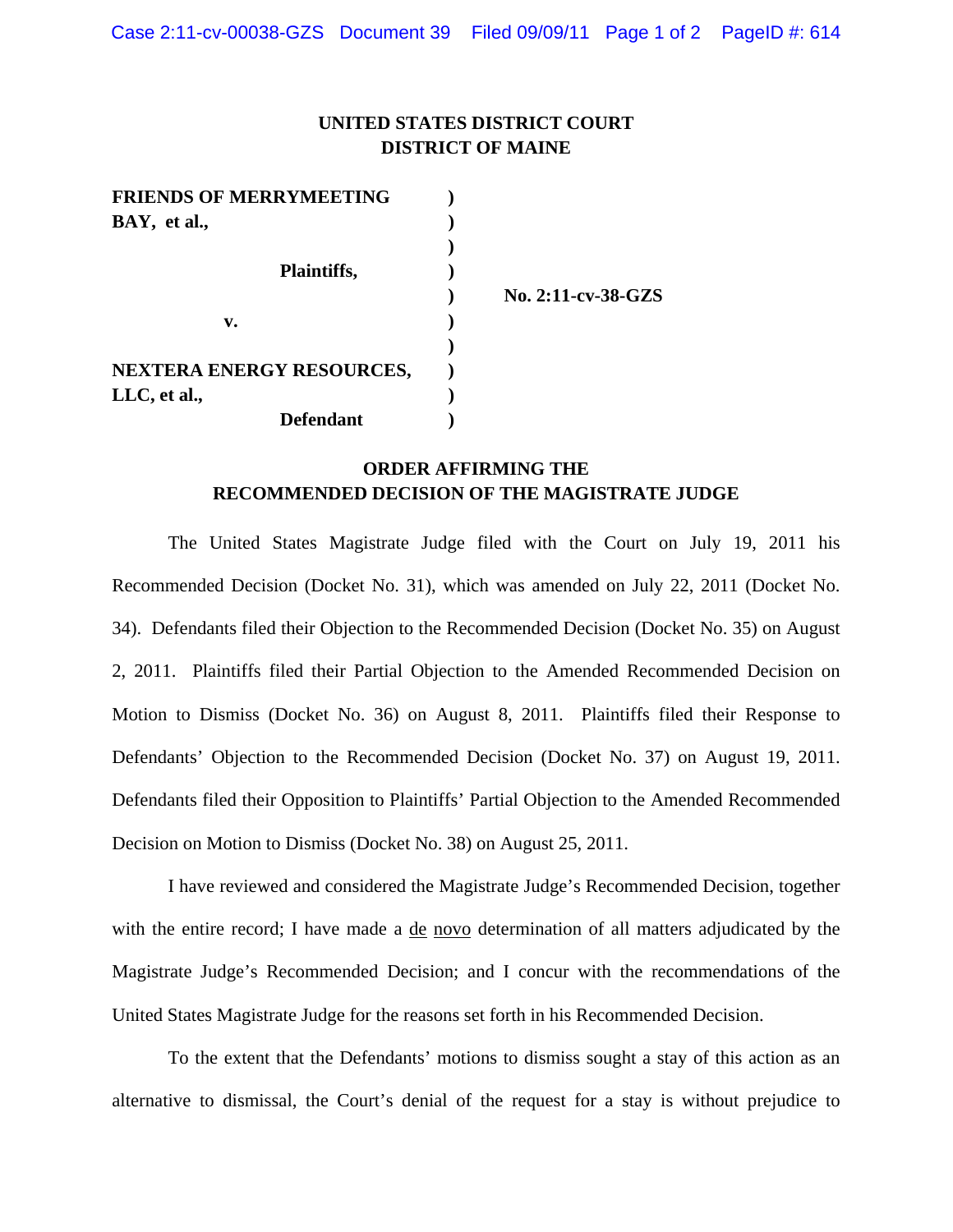**UNITED STATES DISTRICT COURT**
**DISTRICT OF MAINE**

| | | |
|---|---|---|
| **FRIENDS OF MERRYMEETING BAY, et al.,** | ) | |
| | ) | |
| **Plaintiffs,** | ) | |
| | ) | **No. 2:11-cv-38-GZS** |
| **v.** | ) | |
| | ) | |
| **NEXTERA ENERGY RESOURCES, LLC, et al.,** | ) | |
| **Defendant** | ) | |

## ORDER AFFIRMING THE RECOMMENDED DECISION OF THE MAGISTRATE JUDGE

The United States Magistrate Judge filed with the Court on July 19, 2011 his Recommended Decision (Docket No. 31), which was amended on July 22, 2011 (Docket No. 34). Defendants filed their Objection to the Recommended Decision (Docket No. 35) on August 2, 2011. Plaintiffs filed their Partial Objection to the Amended Recommended Decision on Motion to Dismiss (Docket No. 36) on August 8, 2011. Plaintiffs filed their Response to Defendants' Objection to the Recommended Decision (Docket No. 37) on August 19, 2011. Defendants filed their Opposition to Plaintiffs' Partial Objection to the Amended Recommended Decision on Motion to Dismiss (Docket No. 38) on August 25, 2011.

I have reviewed and considered the Magistrate Judge's Recommended Decision, together with the entire record; I have made a de novo determination of all matters adjudicated by the Magistrate Judge's Recommended Decision; and I concur with the recommendations of the United States Magistrate Judge for the reasons set forth in his Recommended Decision.

To the extent that the Defendants' motions to dismiss sought a stay of this action as an alternative to dismissal, the Court's denial of the request for a stay is without prejudice to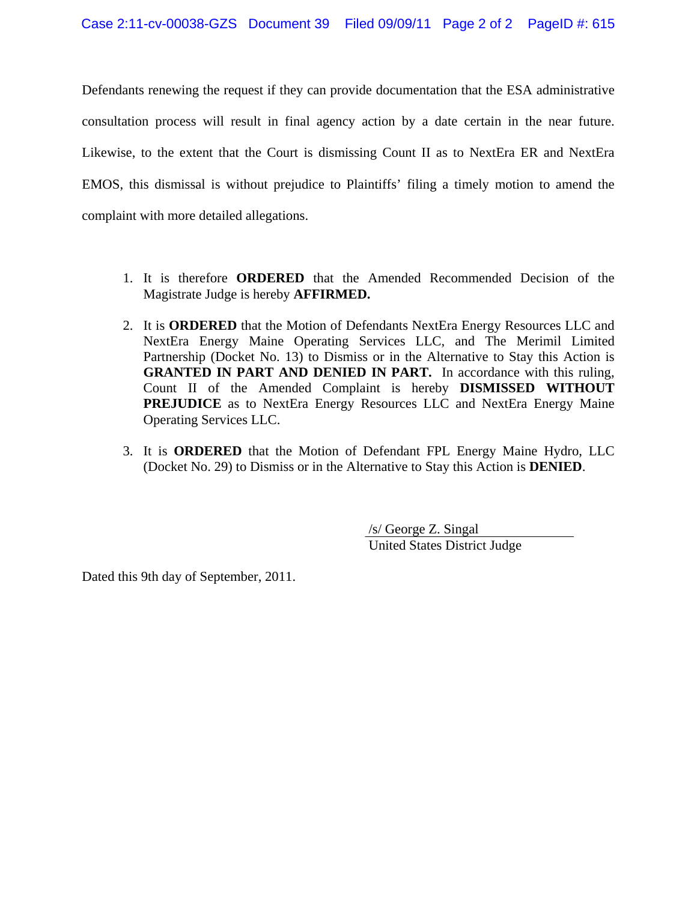Defendants renewing the request if they can provide documentation that the ESA administrative consultation process will result in final agency action by a date certain in the near future. Likewise, to the extent that the Court is dismissing Count II as to NextEra ER and NextEra EMOS, this dismissal is without prejudice to Plaintiffs' filing a timely motion to amend the complaint with more detailed allegations.

1. It is therefore **ORDERED** that the Amended Recommended Decision of the Magistrate Judge is hereby **AFFIRMED.**

2. It is **ORDERED** that the Motion of Defendants NextEra Energy Resources LLC and NextEra Energy Maine Operating Services LLC, and The Merimil Limited Partnership (Docket No. 13) to Dismiss or in the Alternative to Stay this Action is **GRANTED IN PART AND DENIED IN PART.** In accordance with this ruling, Count II of the Amended Complaint is hereby **DISMISSED WITHOUT PREJUDICE** as to NextEra Energy Resources LLC and NextEra Energy Maine Operating Services LLC.

3. It is **ORDERED** that the Motion of Defendant FPL Energy Maine Hydro, LLC (Docket No. 29) to Dismiss or in the Alternative to Stay this Action is **DENIED**.

/s/ George Z. Singal
United States District Judge

Dated this 9th day of September, 2011.